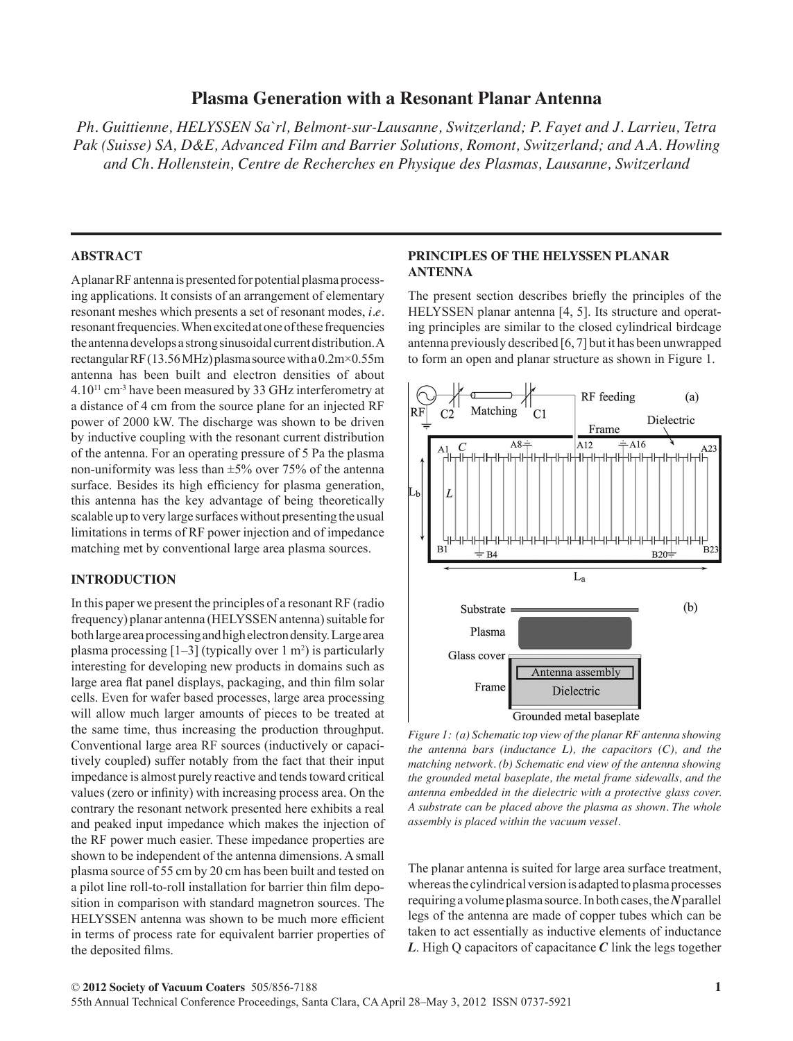# Plasma Generation with a Resonant Planar Antenna

*Ph. Guittienne, HELYSSEN Sa`rl, Belmont-sur-Lausanne, Switzerland; P. Fayet and J. Larrieu, Tetra Pak (Suisse) SA, D&E, Advanced Film and Barrier Solutions, Romont, Switzerland; and A.A. Howling and Ch. Hollenstein, Centre de Recherches en Physique des Plasmas, Lausanne, Switzerland*

## ABSTRACT

A planar RF antenna is presented for potential plasma processing applications. It consists of an arrangement of elementary resonant meshes which presents a set of resonant modes, *i.e*. resonant frequencies. When excited at one of these frequencies the antenna develops a strong sinusoidal current distribution. A rectangular RF (13.56 MHz) plasma source with a 0.2m×0.55m antenna has been built and electron densities of about $4.10^{11}$ $cm^{-3}$ have been measured by 33 GHz interferometry at a distance of 4 cm from the source plane for an injected RF power of 2000 kW. The discharge was shown to be driven by inductive coupling with the resonant current distribution of the antenna. For an operating pressure of 5 Pa the plasma non-uniformity was less than ±5% over 75% of the antenna surface. Besides its high efficiency for plasma generation, this antenna has the key advantage of being theoretically scalable up to very large surfaces without presenting the usual limitations in terms of RF power injection and of impedance matching met by conventional large area plasma sources.

## INTRODUCTION

In this paper we present the principles of a resonant RF (radio frequency) planar antenna (HELYSSEN antenna) suitable for both large area processing and high electron density. Large area plasma processing [1–3] (typically over 1 $m^2$) is particularly interesting for developing new products in domains such as large area flat panel displays, packaging, and thin film solar cells. Even for wafer based processes, large area processing will allow much larger amounts of pieces to be treated at the same time, thus increasing the production throughput. Conventional large area RF sources (inductively or capacitively coupled) suffer notably from the fact that their input impedance is almost purely reactive and tends toward critical values (zero or infinity) with increasing process area. On the contrary the resonant network presented here exhibits a real and peaked input impedance which makes the injection of the RF power much easier. These impedance properties are shown to be independent of the antenna dimensions. A small plasma source of 55 cm by 20 cm has been built and tested on a pilot line roll-to-roll installation for barrier thin film deposition in comparison with standard magnetron sources. The HELYSSEN antenna was shown to be much more efficient in terms of process rate for equivalent barrier properties of the deposited films.

## PRINCIPLES OF THE HELYSSEN PLANAR ANTENNA

The present section describes briefly the principles of the HELYSSEN planar antenna [4, 5]. Its structure and operating principles are similar to the closed cylindrical birdcage antenna previously described [6, 7] but it has been unwrapped to form an open and planar structure as shown in Figure 1.

*Figure 1: (a) Schematic top view of the planar RF antenna showing the antenna bars (inductance L), the capacitors (C), and the matching network. (b) Schematic end view of the antenna showing the grounded metal baseplate, the metal frame sidewalls, and the antenna embedded in the dielectric with a protective glass cover. A substrate can be placed above the plasma as shown. The whole assembly is placed within the vacuum vessel.*

The planar antenna is suited for large area surface treatment, whereas the cylindrical version is adapted to plasma processes requiring a volume plasma source. In both cases, the ***N*** parallel legs of the antenna are made of copper tubes which can be taken to act essentially as inductive elements of inductance ***L***. High Q capacitors of capacitance ***C*** link the legs together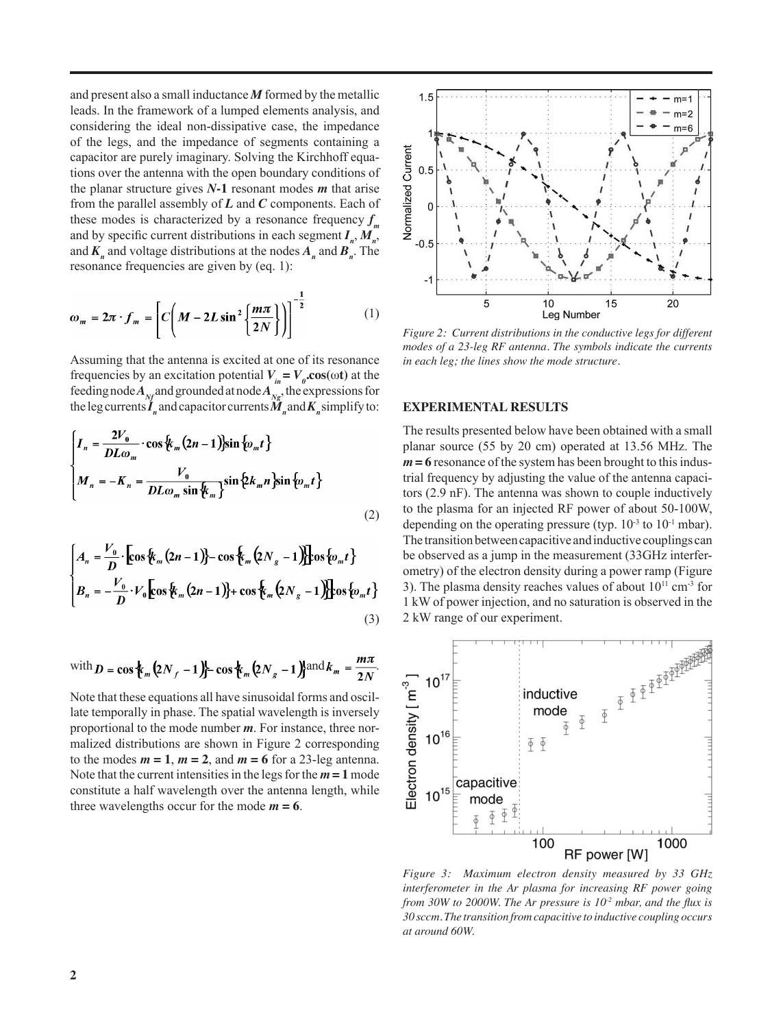and present also a small inductance $M$ formed by the metallic leads. In the framework of a lumped elements analysis, and considering the ideal non-dissipative case, the impedance of the legs, and the impedance of segments containing a capacitor are purely imaginary. Solving the Kirchhoff equations over the antenna with the open boundary conditions of the planar structure gives $N$-1 resonant modes $m$ that arise from the parallel assembly of $L$ and $C$ components. Each of these modes is characterized by a resonance frequency $f_m$ and by specific current distributions in each segment $I_n$, $M_n$, and $K_n$ and voltage distributions at the nodes $A_n$ and $B_n$. The resonance frequencies are given by (eq. 1):

$$\omega_m = 2\pi \cdot f_m = \left[ C\left( M - 2L\sin^2\left\{\frac{m\pi}{2N}\right\}\right)\right]^{-\frac{1}{2}} \tag{1}$$

Assuming that the antenna is excited at one of its resonance frequencies by an excitation potential $V_{in} = V_0 . \cos(\omega t)$ at the feeding node $A_{Nf}$ and grounded at node $A_{Ng}$, the expressions for the leg currents $I_n$ and capacitor currents $M_n$ and $K_n$ simplify to:

$$\begin{cases} I_n = \dfrac{2V_0}{DL\omega_m} \cdot \cos\{k_m(2n-1)\}\sin\{\omega_m t\} \\ M_n = -K_n = \dfrac{V_0}{DL\omega_m \sin\{k_m\}} \sin\{2k_m n\}\sin\{\omega_m t\} \end{cases} \tag{2}$$

$$\begin{cases} A_n = \dfrac{V_0}{D} \cdot \left[\cos\{k_m(2n-1)\} - \cos\{k_m(2N_g-1)\}\right]\cos\{\omega_m t\} \\ B_n = -\dfrac{V_0}{D} \cdot V_0\left[\cos\{k_m(2n-1)\} + \cos\{k_m(2N_g-1)\}\right]\cos\{\omega_m t\} \end{cases} \tag{3}$$

with $D = \cos\{k_m(2N_f-1)\} - \cos\{k_m(2N_g-1)\}$ and $k_m = \dfrac{m\pi}{2N}$.

Note that these equations all have sinusoidal forms and oscillate temporally in phase. The spatial wavelength is inversely proportional to the mode number $m$. For instance, three normalized distributions are shown in Figure 2 corresponding to the modes $m = 1$, $m = 2$, and $m = 6$ for a 23-leg antenna. Note that the current intensities in the legs for the $m = 1$ mode constitute a half wavelength over the antenna length, while three wavelengths occur for the mode $m = 6$.

*Figure 2: Current distributions in the conductive legs for different modes of a 23-leg RF antenna. The symbols indicate the currents in each leg; the lines show the mode structure.*

## EXPERIMENTAL RESULTS

The results presented below have been obtained with a small planar source (55 by 20 cm) operated at 13.56 MHz. The $m = 6$ resonance of the system has been brought to this industrial frequency by adjusting the value of the antenna capacitors (2.9 nF). The antenna was shown to couple inductively to the plasma for an injected RF power of about 50-100W, depending on the operating pressure (typ. $10^{-3}$ to $10^{-1}$ mbar). The transition between capacitive and inductive couplings can be observed as a jump in the measurement (33GHz interferometry) of the electron density during a power ramp (Figure 3). The plasma density reaches values of about $10^{11}$ cm$^{-3}$ for 1 kW of power injection, and no saturation is observed in the 2 kW range of our experiment.

*Figure 3: Maximum electron density measured by 33 GHz interferometer in the Ar plasma for increasing RF power going from 30W to 2000W. The Ar pressure is $10^{-2}$ mbar, and the flux is 30 sccm. The transition from capacitive to inductive coupling occurs at around 60W.*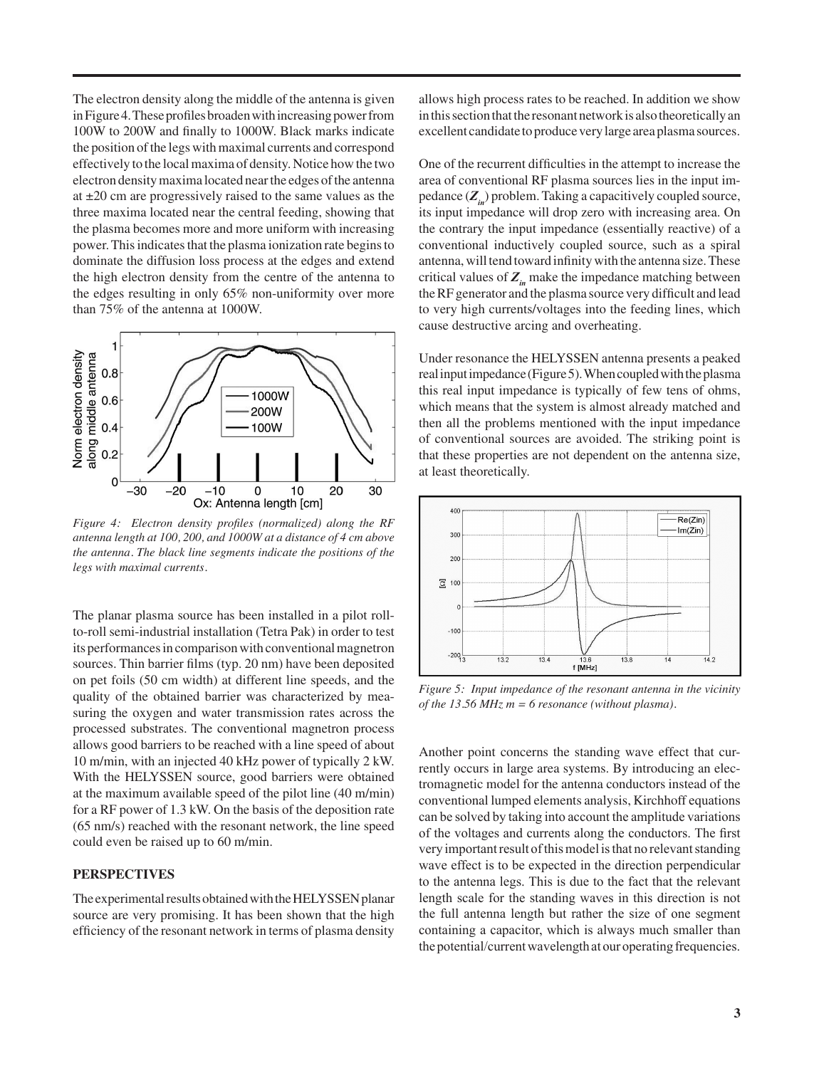The electron density along the middle of the antenna is given in Figure 4. These profiles broaden with increasing power from 100W to 200W and finally to 1000W. Black marks indicate the position of the legs with maximal currents and correspond effectively to the local maxima of density. Notice how the two electron density maxima located near the edges of the antenna at ±20 cm are progressively raised to the same values as the three maxima located near the central feeding, showing that the plasma becomes more and more uniform with increasing power. This indicates that the plasma ionization rate begins to dominate the diffusion loss process at the edges and extend the high electron density from the centre of the antenna to the edges resulting in only 65% non-uniformity over more than 75% of the antenna at 1000W.

*Figure 4: Electron density profiles (normalized) along the RF antenna length at 100, 200, and 1000W at a distance of 4 cm above the antenna. The black line segments indicate the positions of the legs with maximal currents.*

The planar plasma source has been installed in a pilot roll-to-roll semi-industrial installation (Tetra Pak) in order to test its performances in comparison with conventional magnetron sources. Thin barrier films (typ. 20 nm) have been deposited on pet foils (50 cm width) at different line speeds, and the quality of the obtained barrier was characterized by measuring the oxygen and water transmission rates across the processed substrates. The conventional magnetron process allows good barriers to be reached with a line speed of about 10 m/min, with an injected 40 kHz power of typically 2 kW. With the HELYSSEN source, good barriers were obtained at the maximum available speed of the pilot line (40 m/min) for a RF power of 1.3 kW. On the basis of the deposition rate (65 nm/s) reached with the resonant network, the line speed could even be raised up to 60 m/min.

## PERSPECTIVES

The experimental results obtained with the HELYSSEN planar source are very promising. It has been shown that the high efficiency of the resonant network in terms of plasma density allows high process rates to be reached. In addition we show in this section that the resonant network is also theoretically an excellent candidate to produce very large area plasma sources.

One of the recurrent difficulties in the attempt to increase the area of conventional RF plasma sources lies in the input impedance ($Z_{in}$) problem. Taking a capacitively coupled source, its input impedance will drop zero with increasing area. On the contrary the input impedance (essentially reactive) of a conventional inductively coupled source, such as a spiral antenna, will tend toward infinity with the antenna size. These critical values of $Z_{in}$ make the impedance matching between the RF generator and the plasma source very difficult and lead to very high currents/voltages into the feeding lines, which cause destructive arcing and overheating.

Under resonance the HELYSSEN antenna presents a peaked real input impedance (Figure 5). When coupled with the plasma this real input impedance is typically of few tens of ohms, which means that the system is almost already matched and then all the problems mentioned with the input impedance of conventional sources are avoided. The striking point is that these properties are not dependent on the antenna size, at least theoretically.

*Figure 5: Input impedance of the resonant antenna in the vicinity of the 13.56 MHz m = 6 resonance (without plasma).*

Another point concerns the standing wave effect that currently occurs in large area systems. By introducing an electromagnetic model for the antenna conductors instead of the conventional lumped elements analysis, Kirchhoff equations can be solved by taking into account the amplitude variations of the voltages and currents along the conductors. The first very important result of this model is that no relevant standing wave effect is to be expected in the direction perpendicular to the antenna legs. This is due to the fact that the relevant length scale for the standing waves in this direction is not the full antenna length but rather the size of one segment containing a capacitor, which is always much smaller than the potential/current wavelength at our operating frequencies.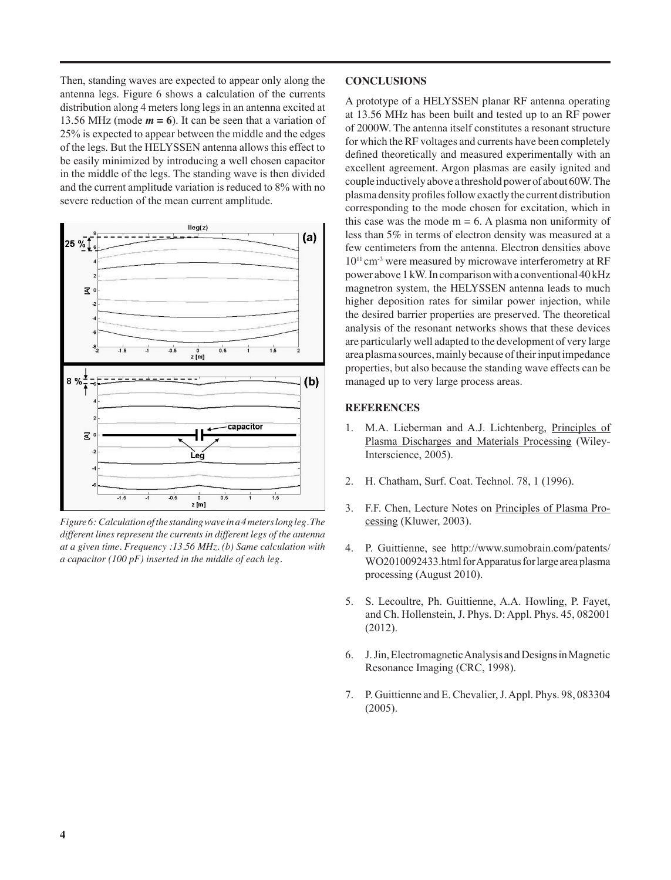Then, standing waves are expected to appear only along the antenna legs. Figure 6 shows a calculation of the currents distribution along 4 meters long legs in an antenna excited at 13.56 MHz (mode $\boldsymbol{m = 6}$). It can be seen that a variation of 25% is expected to appear between the middle and the edges of the legs. But the HELYSSEN antenna allows this effect to be easily minimized by introducing a well chosen capacitor in the middle of the legs. The standing wave is then divided and the current amplitude variation is reduced to 8% with no severe reduction of the mean current amplitude.

(a)
Ileg(z)
25 %
[A]
z [m]

(b)
8 %
capacitor
Leg
[A]
z [m]

*Figure 6: Calculation of the standing wave in a 4 meters long leg. The different lines represent the currents in different legs of the antenna at a given time. Frequency :13.56 MHz. (b) Same calculation with a capacitor (100 pF) inserted in the middle of each leg.*

## CONCLUSIONS

A prototype of a HELYSSEN planar RF antenna operating at 13.56 MHz has been built and tested up to an RF power of 2000W. The antenna itself constitutes a resonant structure for which the RF voltages and currents have been completely defined theoretically and measured experimentally with an excellent agreement. Argon plasmas are easily ignited and couple inductively above a threshold power of about 60W. The plasma density profiles follow exactly the current distribution corresponding to the mode chosen for excitation, which in this case was the mode m = 6. A plasma non uniformity of less than 5% in terms of electron density was measured at a few centimeters from the antenna. Electron densities above $10^{11}$ $cm^{-3}$ were measured by microwave interferometry at RF power above 1 kW. In comparison with a conventional 40 kHz magnetron system, the HELYSSEN antenna leads to much higher deposition rates for similar power injection, while the desired barrier properties are preserved. The theoretical analysis of the resonant networks shows that these devices are particularly well adapted to the development of very large area plasma sources, mainly because of their input impedance properties, but also because the standing wave effects can be managed up to very large process areas.

## REFERENCES

1. M.A. Lieberman and A.J. Lichtenberg, Principles of Plasma Discharges and Materials Processing (Wiley-Interscience, 2005).
2. H. Chatham, Surf. Coat. Technol. 78, 1 (1996).
3. F.F. Chen, Lecture Notes on Principles of Plasma Processing (Kluwer, 2003).
4. P. Guittienne, see http://www.sumobrain.com/patents/WO2010092433.html for Apparatus for large area plasma processing (August 2010).
5. S. Lecoultre, Ph. Guittienne, A.A. Howling, P. Fayet, and Ch. Hollenstein, J. Phys. D: Appl. Phys. 45, 082001 (2012).
6. J. Jin, Electromagnetic Analysis and Designs in Magnetic Resonance Imaging (CRC, 1998).
7. P. Guittienne and E. Chevalier, J. Appl. Phys. 98, 083304 (2005).